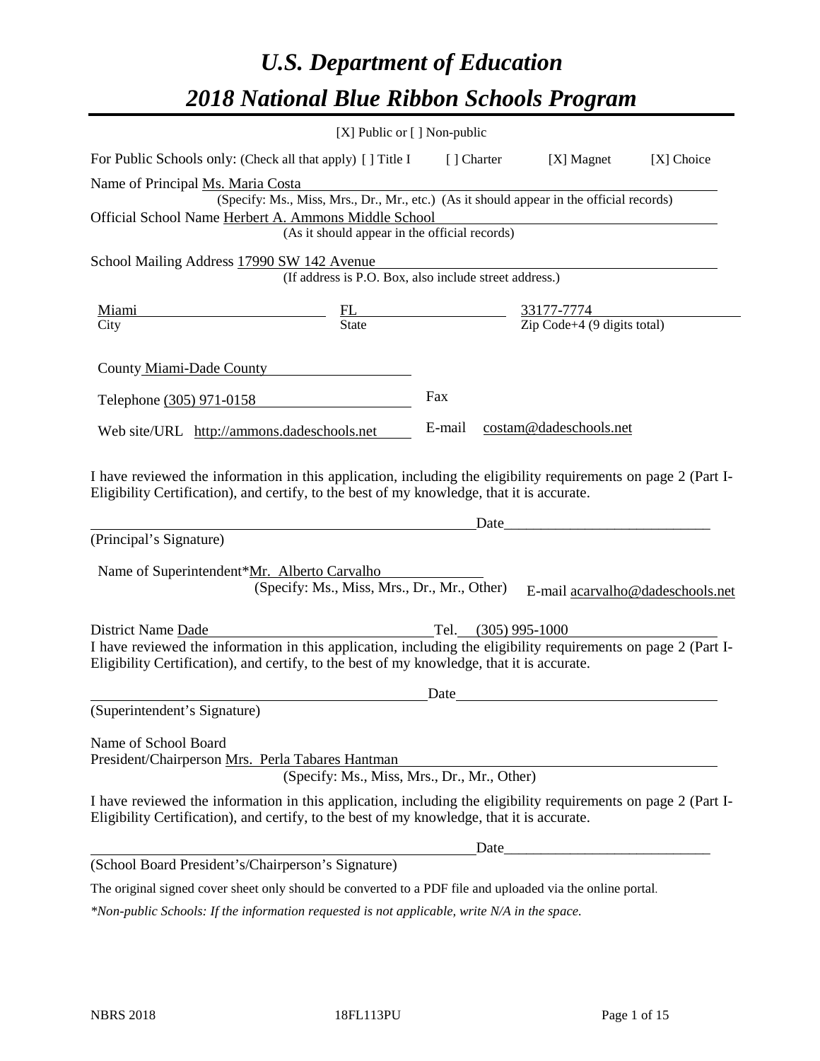# *U.S. Department of Education*

# *2018 National Blue Ribbon Schools Program*

[X] Public or [ ] Non-public

For Public Schools only: (Check all that apply) [ ] Title I [ ] Charter [X] Magnet [X] Choice

Name of Principal Ms. Maria Costa
(Specify: Ms., Miss, Mrs., Dr., Mr., etc.) (As it should appear in the official records)

Official School Name Herbert A. Ammons Middle School
(As it should appear in the official records)

School Mailing Address 17990 SW 142 Avenue
(If address is P.O. Box, also include street address.)

| Miami | FL | 33177-7774 |
|---|---|---|
| City | State | Zip Code+4 (9 digits total) |

County Miami-Dade County

Telephone (305) 971-0158 Fax

Web site/URL http://ammons.dadeschools.net E-mail costam@dadeschools.net

I have reviewed the information in this application, including the eligibility requirements on page 2 (Part I-Eligibility Certification), and certify, to the best of my knowledge, that it is accurate.

_________________________________________ Date_____________________________

(Principal's Signature)

Name of Superintendent*Mr. Alberto Carvalho
(Specify: Ms., Miss, Mrs., Dr., Mr., Other) E-mail acarvalho@dadeschools.net

District Name Dade Tel. (305) 995-1000

I have reviewed the information in this application, including the eligibility requirements on page 2 (Part I-Eligibility Certification), and certify, to the best of my knowledge, that it is accurate.

_________________________________________ Date_____________________________

(Superintendent's Signature)

Name of School Board
President/Chairperson Mrs. Perla Tabares Hantman
(Specify: Ms., Miss, Mrs., Dr., Mr., Other)

I have reviewed the information in this application, including the eligibility requirements on page 2 (Part I-Eligibility Certification), and certify, to the best of my knowledge, that it is accurate.

_________________________________________ Date_____________________________

(School Board President's/Chairperson's Signature)

The original signed cover sheet only should be converted to a PDF file and uploaded via the online portal.

*\*Non-public Schools: If the information requested is not applicable, write N/A in the space.*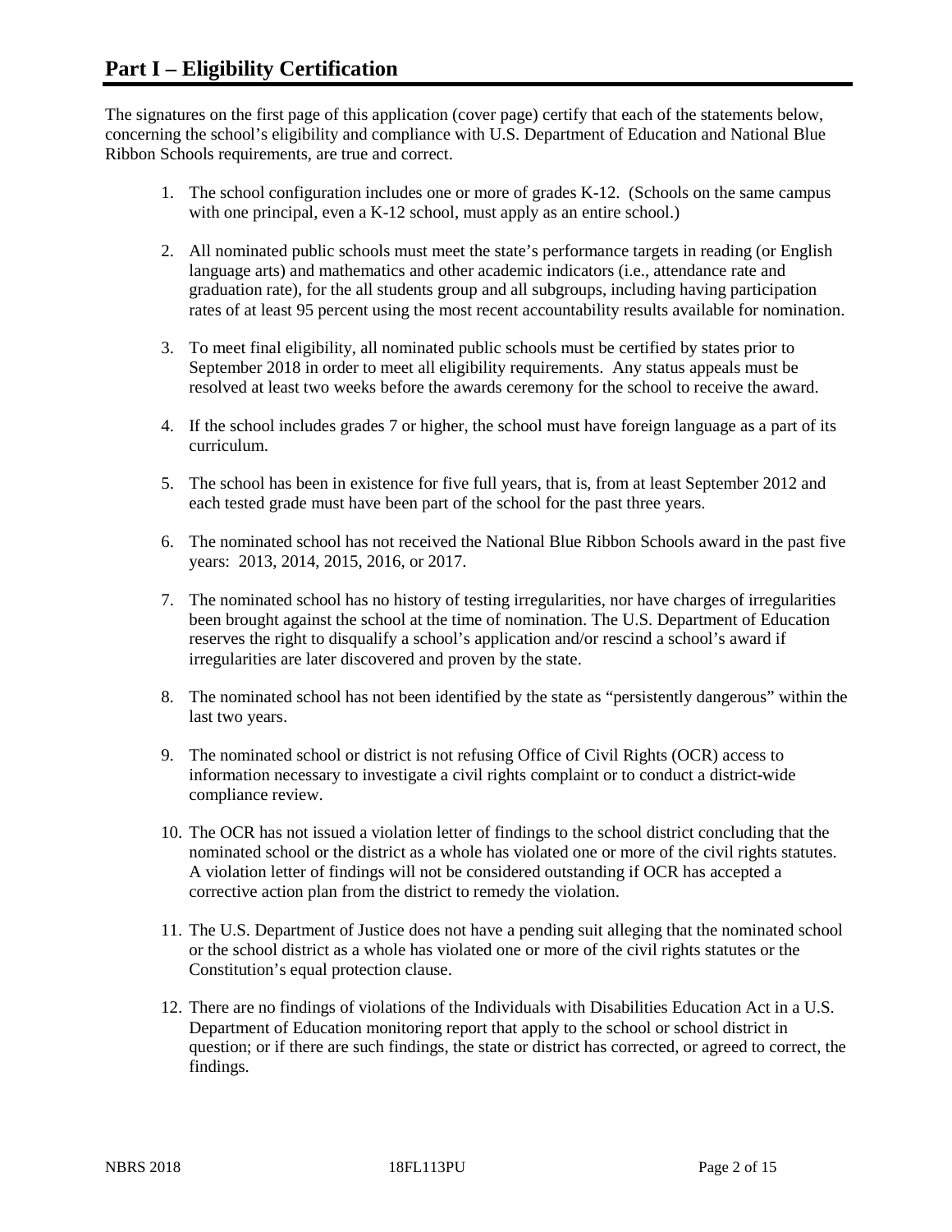# Part I – Eligibility Certification

The signatures on the first page of this application (cover page) certify that each of the statements below, concerning the school's eligibility and compliance with U.S. Department of Education and National Blue Ribbon Schools requirements, are true and correct.

1. The school configuration includes one or more of grades K-12. (Schools on the same campus with one principal, even a K-12 school, must apply as an entire school.)

2. All nominated public schools must meet the state's performance targets in reading (or English language arts) and mathematics and other academic indicators (i.e., attendance rate and graduation rate), for the all students group and all subgroups, including having participation rates of at least 95 percent using the most recent accountability results available for nomination.

3. To meet final eligibility, all nominated public schools must be certified by states prior to September 2018 in order to meet all eligibility requirements. Any status appeals must be resolved at least two weeks before the awards ceremony for the school to receive the award.

4. If the school includes grades 7 or higher, the school must have foreign language as a part of its curriculum.

5. The school has been in existence for five full years, that is, from at least September 2012 and each tested grade must have been part of the school for the past three years.

6. The nominated school has not received the National Blue Ribbon Schools award in the past five years: 2013, 2014, 2015, 2016, or 2017.

7. The nominated school has no history of testing irregularities, nor have charges of irregularities been brought against the school at the time of nomination. The U.S. Department of Education reserves the right to disqualify a school's application and/or rescind a school's award if irregularities are later discovered and proven by the state.

8. The nominated school has not been identified by the state as "persistently dangerous" within the last two years.

9. The nominated school or district is not refusing Office of Civil Rights (OCR) access to information necessary to investigate a civil rights complaint or to conduct a district-wide compliance review.

10. The OCR has not issued a violation letter of findings to the school district concluding that the nominated school or the district as a whole has violated one or more of the civil rights statutes. A violation letter of findings will not be considered outstanding if OCR has accepted a corrective action plan from the district to remedy the violation.

11. The U.S. Department of Justice does not have a pending suit alleging that the nominated school or the school district as a whole has violated one or more of the civil rights statutes or the Constitution's equal protection clause.

12. There are no findings of violations of the Individuals with Disabilities Education Act in a U.S. Department of Education monitoring report that apply to the school or school district in question; or if there are such findings, the state or district has corrected, or agreed to correct, the findings.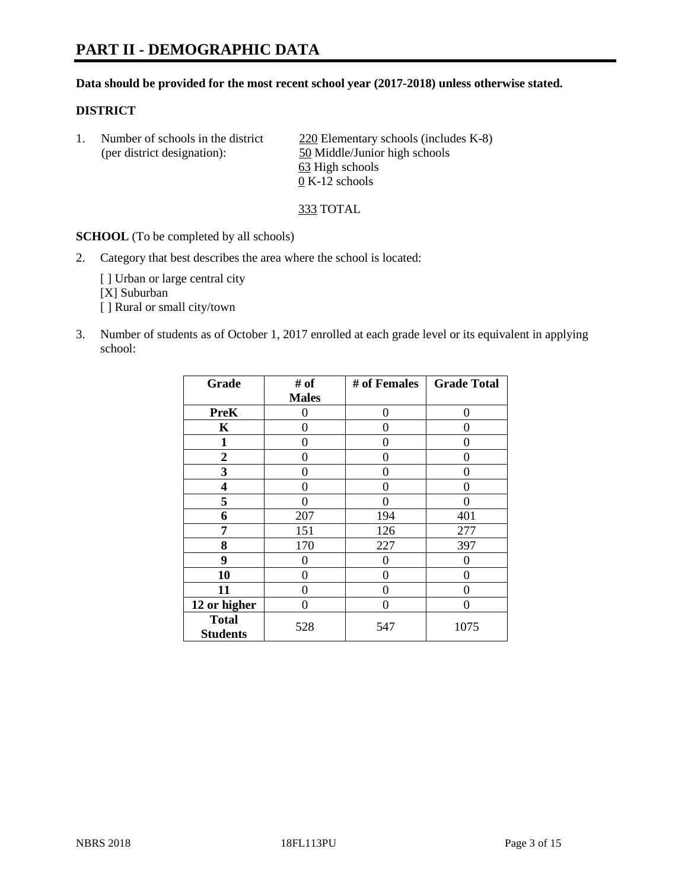# PART II - DEMOGRAPHIC DATA

**Data should be provided for the most recent school year (2017-2018) unless otherwise stated.**

## DISTRICT

1. Number of schools in the district (per district designation):
   220 Elementary schools (includes K-8)
   50 Middle/Junior high schools
   63 High schools
   0 K-12 schools

   333 TOTAL

**SCHOOL** (To be completed by all schools)

2. Category that best describes the area where the school is located:

   [ ] Urban or large central city
   [X] Suburban
   [ ] Rural or small city/town

3. Number of students as of October 1, 2017 enrolled at each grade level or its equivalent in applying school:

| Grade | # of Males | # of Females | Grade Total |
|---|---|---|---|
| PreK | 0 | 0 | 0 |
| K | 0 | 0 | 0 |
| 1 | 0 | 0 | 0 |
| 2 | 0 | 0 | 0 |
| 3 | 0 | 0 | 0 |
| 4 | 0 | 0 | 0 |
| 5 | 0 | 0 | 0 |
| 6 | 207 | 194 | 401 |
| 7 | 151 | 126 | 277 |
| 8 | 170 | 227 | 397 |
| 9 | 0 | 0 | 0 |
| 10 | 0 | 0 | 0 |
| 11 | 0 | 0 | 0 |
| 12 or higher | 0 | 0 | 0 |
| Total Students | 528 | 547 | 1075 |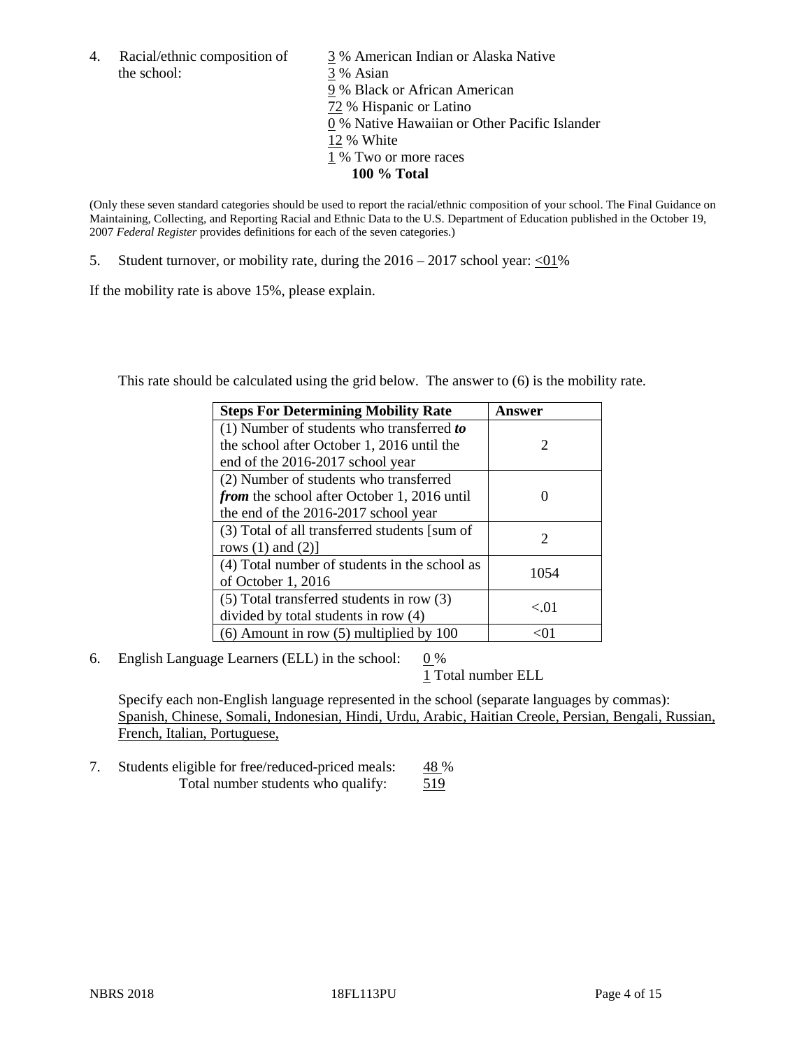4. Racial/ethnic composition of the school:

3 % American Indian or Alaska Native
3 % Asian
9 % Black or African American
72 % Hispanic or Latino
0 % Native Hawaiian or Other Pacific Islander
12 % White
1 % Two or more races
**100 % Total**

(Only these seven standard categories should be used to report the racial/ethnic composition of your school. The Final Guidance on Maintaining, Collecting, and Reporting Racial and Ethnic Data to the U.S. Department of Education published in the October 19, 2007 *Federal Register* provides definitions for each of the seven categories.)

5. Student turnover, or mobility rate, during the 2016 – 2017 school year: <01%

If the mobility rate is above 15%, please explain.

This rate should be calculated using the grid below. The answer to (6) is the mobility rate.

| Steps For Determining Mobility Rate | Answer |
|---|---|
| (1) Number of students who transferred ***to*** the school after October 1, 2016 until the end of the 2016-2017 school year | 2 |
| (2) Number of students who transferred ***from*** the school after October 1, 2016 until the end of the 2016-2017 school year | 0 |
| (3) Total of all transferred students [sum of rows (1) and (2)] | 2 |
| (4) Total number of students in the school as of October 1, 2016 | 1054 |
| (5) Total transferred students in row (3) divided by total students in row (4) | <.01 |
| (6) Amount in row (5) multiplied by 100 | <01 |

6. English Language Learners (ELL) in the school: 0 %
1 Total number ELL

Specify each non-English language represented in the school (separate languages by commas):
Spanish, Chinese, Somali, Indonesian, Hindi, Urdu, Arabic, Haitian Creole, Persian, Bengali, Russian, French, Italian, Portuguese,

7. Students eligible for free/reduced-priced meals: 48 %
Total number students who qualify: 519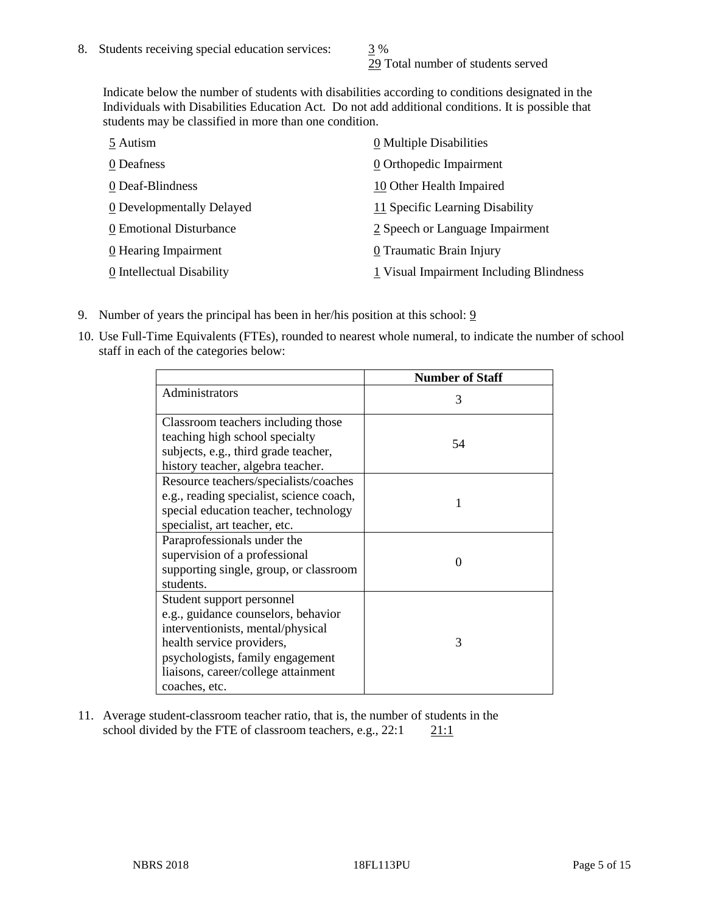8. Students receiving special education services: 3 %
   29 Total number of students served

   Indicate below the number of students with disabilities according to conditions designated in the Individuals with Disabilities Education Act. Do not add additional conditions. It is possible that students may be classified in more than one condition.

   5 Autism
   0 Deafness
   0 Deaf-Blindness
   0 Developmentally Delayed
   0 Emotional Disturbance
   0 Hearing Impairment
   0 Intellectual Disability
   0 Multiple Disabilities
   0 Orthopedic Impairment
   10 Other Health Impaired
   11 Specific Learning Disability
   2 Speech or Language Impairment
   0 Traumatic Brain Injury
   1 Visual Impairment Including Blindness

9. Number of years the principal has been in her/his position at this school: 9

10. Use Full-Time Equivalents (FTEs), rounded to nearest whole numeral, to indicate the number of school staff in each of the categories below:

| | Number of Staff |
|---|---|
| Administrators | 3 |
| Classroom teachers including those teaching high school specialty subjects, e.g., third grade teacher, history teacher, algebra teacher. | 54 |
| Resource teachers/specialists/coaches e.g., reading specialist, science coach, special education teacher, technology specialist, art teacher, etc. | 1 |
| Paraprofessionals under the supervision of a professional supporting single, group, or classroom students. | 0 |
| Student support personnel e.g., guidance counselors, behavior interventionists, mental/physical health service providers, psychologists, family engagement liaisons, career/college attainment coaches, etc. | 3 |

11. Average student-classroom teacher ratio, that is, the number of students in the school divided by the FTE of classroom teachers, e.g., 22:1 21:1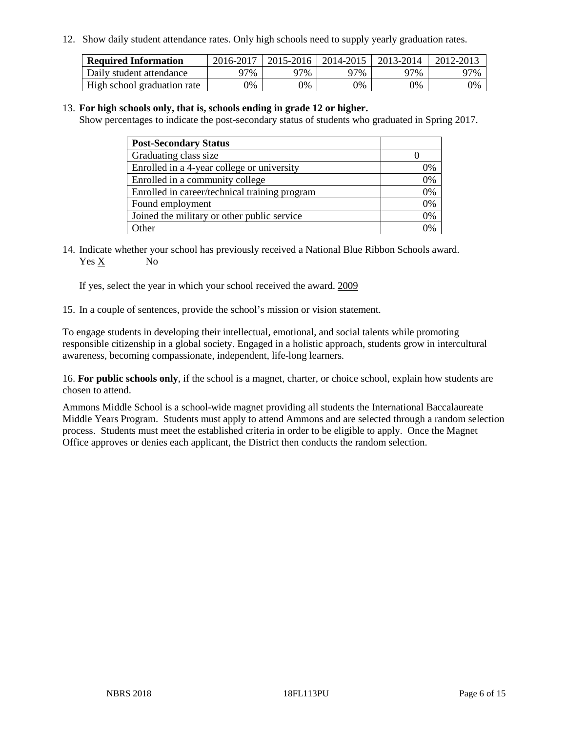12. Show daily student attendance rates. Only high schools need to supply yearly graduation rates.

| Required Information | 2016-2017 | 2015-2016 | 2014-2015 | 2013-2014 | 2012-2013 |
|---|---|---|---|---|---|
| Daily student attendance | 97% | 97% | 97% | 97% | 97% |
| High school graduation rate | 0% | 0% | 0% | 0% | 0% |

13. **For high schools only, that is, schools ending in grade 12 or higher.**
Show percentages to indicate the post-secondary status of students who graduated in Spring 2017.

| Post-Secondary Status | |
|---|---|
| Graduating class size | 0 |
| Enrolled in a 4-year college or university | 0% |
| Enrolled in a community college | 0% |
| Enrolled in career/technical training program | 0% |
| Found employment | 0% |
| Joined the military or other public service | 0% |
| Other | 0% |

14. Indicate whether your school has previously received a National Blue Ribbon Schools award.
Yes X No

If yes, select the year in which your school received the award. 2009

15. In a couple of sentences, provide the school's mission or vision statement.

To engage students in developing their intellectual, emotional, and social talents while promoting responsible citizenship in a global society. Engaged in a holistic approach, students grow in intercultural awareness, becoming compassionate, independent, life-long learners.

16. **For public schools only**, if the school is a magnet, charter, or choice school, explain how students are chosen to attend.

Ammons Middle School is a school-wide magnet providing all students the International Baccalaureate Middle Years Program. Students must apply to attend Ammons and are selected through a random selection process. Students must meet the established criteria in order to be eligible to apply. Once the Magnet Office approves or denies each applicant, the District then conducts the random selection.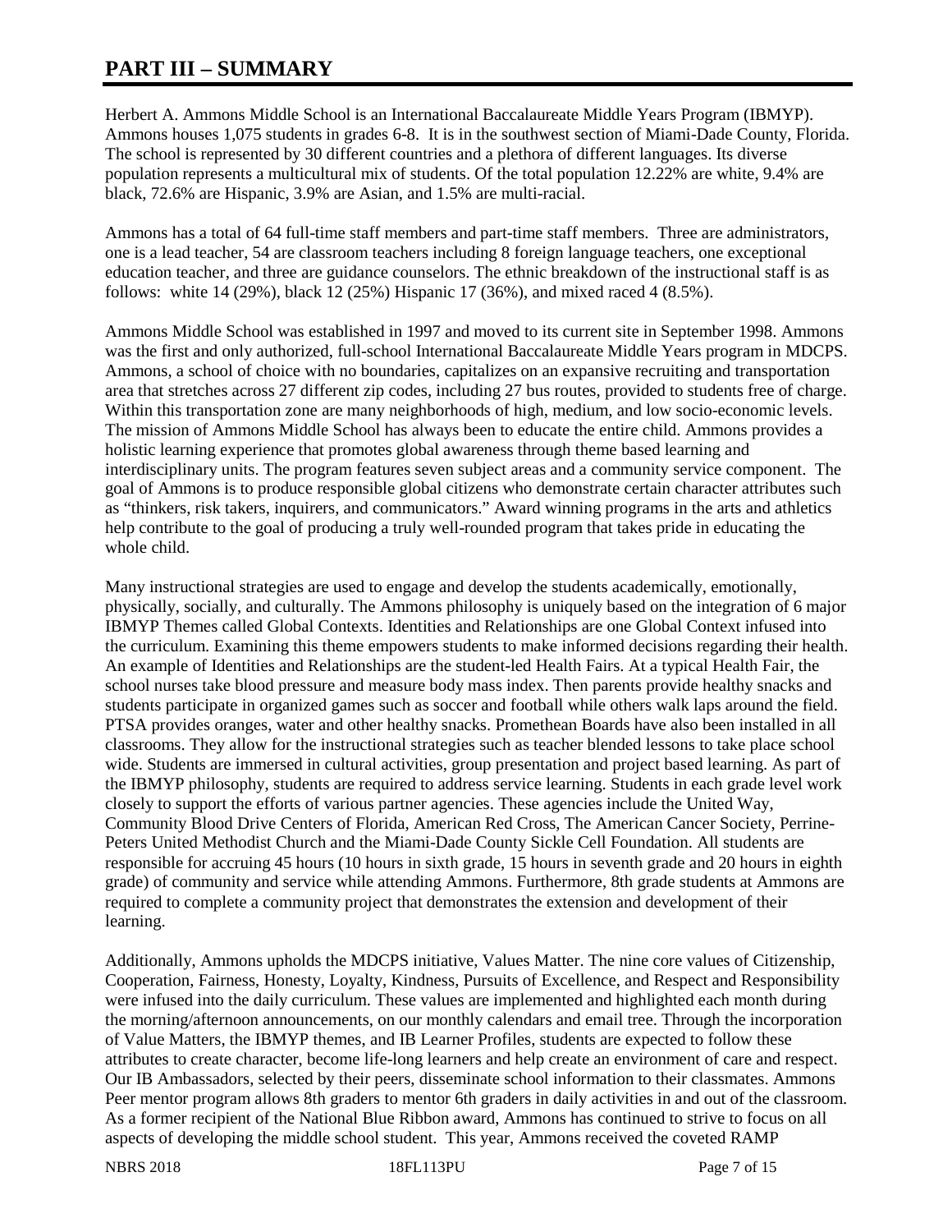# PART III – SUMMARY

Herbert A. Ammons Middle School is an International Baccalaureate Middle Years Program (IBMYP). Ammons houses 1,075 students in grades 6-8. It is in the southwest section of Miami-Dade County, Florida. The school is represented by 30 different countries and a plethora of different languages. Its diverse population represents a multicultural mix of students. Of the total population 12.22% are white, 9.4% are black, 72.6% are Hispanic, 3.9% are Asian, and 1.5% are multi-racial.

Ammons has a total of 64 full-time staff members and part-time staff members. Three are administrators, one is a lead teacher, 54 are classroom teachers including 8 foreign language teachers, one exceptional education teacher, and three are guidance counselors. The ethnic breakdown of the instructional staff is as follows: white 14 (29%), black 12 (25%) Hispanic 17 (36%), and mixed raced 4 (8.5%).

Ammons Middle School was established in 1997 and moved to its current site in September 1998. Ammons was the first and only authorized, full-school International Baccalaureate Middle Years program in MDCPS. Ammons, a school of choice with no boundaries, capitalizes on an expansive recruiting and transportation area that stretches across 27 different zip codes, including 27 bus routes, provided to students free of charge. Within this transportation zone are many neighborhoods of high, medium, and low socio-economic levels. The mission of Ammons Middle School has always been to educate the entire child. Ammons provides a holistic learning experience that promotes global awareness through theme based learning and interdisciplinary units. The program features seven subject areas and a community service component. The goal of Ammons is to produce responsible global citizens who demonstrate certain character attributes such as "thinkers, risk takers, inquirers, and communicators." Award winning programs in the arts and athletics help contribute to the goal of producing a truly well-rounded program that takes pride in educating the whole child.

Many instructional strategies are used to engage and develop the students academically, emotionally, physically, socially, and culturally. The Ammons philosophy is uniquely based on the integration of 6 major IBMYP Themes called Global Contexts. Identities and Relationships are one Global Context infused into the curriculum. Examining this theme empowers students to make informed decisions regarding their health. An example of Identities and Relationships are the student-led Health Fairs. At a typical Health Fair, the school nurses take blood pressure and measure body mass index. Then parents provide healthy snacks and students participate in organized games such as soccer and football while others walk laps around the field. PTSA provides oranges, water and other healthy snacks. Promethean Boards have also been installed in all classrooms. They allow for the instructional strategies such as teacher blended lessons to take place school wide. Students are immersed in cultural activities, group presentation and project based learning. As part of the IBMYP philosophy, students are required to address service learning. Students in each grade level work closely to support the efforts of various partner agencies. These agencies include the United Way, Community Blood Drive Centers of Florida, American Red Cross, The American Cancer Society, Perrine-Peters United Methodist Church and the Miami-Dade County Sickle Cell Foundation. All students are responsible for accruing 45 hours (10 hours in sixth grade, 15 hours in seventh grade and 20 hours in eighth grade) of community and service while attending Ammons. Furthermore, 8th grade students at Ammons are required to complete a community project that demonstrates the extension and development of their learning.

Additionally, Ammons upholds the MDCPS initiative, Values Matter. The nine core values of Citizenship, Cooperation, Fairness, Honesty, Loyalty, Kindness, Pursuits of Excellence, and Respect and Responsibility were infused into the daily curriculum. These values are implemented and highlighted each month during the morning/afternoon announcements, on our monthly calendars and email tree. Through the incorporation of Value Matters, the IBMYP themes, and IB Learner Profiles, students are expected to follow these attributes to create character, become life-long learners and help create an environment of care and respect. Our IB Ambassadors, selected by their peers, disseminate school information to their classmates. Ammons Peer mentor program allows 8th graders to mentor 6th graders in daily activities in and out of the classroom. As a former recipient of the National Blue Ribbon award, Ammons has continued to strive to focus on all aspects of developing the middle school student. This year, Ammons received the coveted RAMP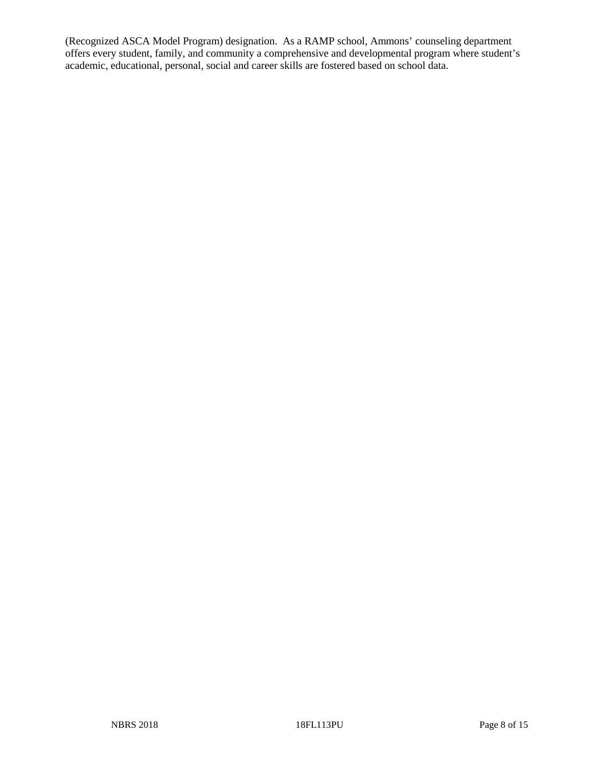(Recognized ASCA Model Program) designation. As a RAMP school, Ammons' counseling department offers every student, family, and community a comprehensive and developmental program where student's academic, educational, personal, social and career skills are fostered based on school data.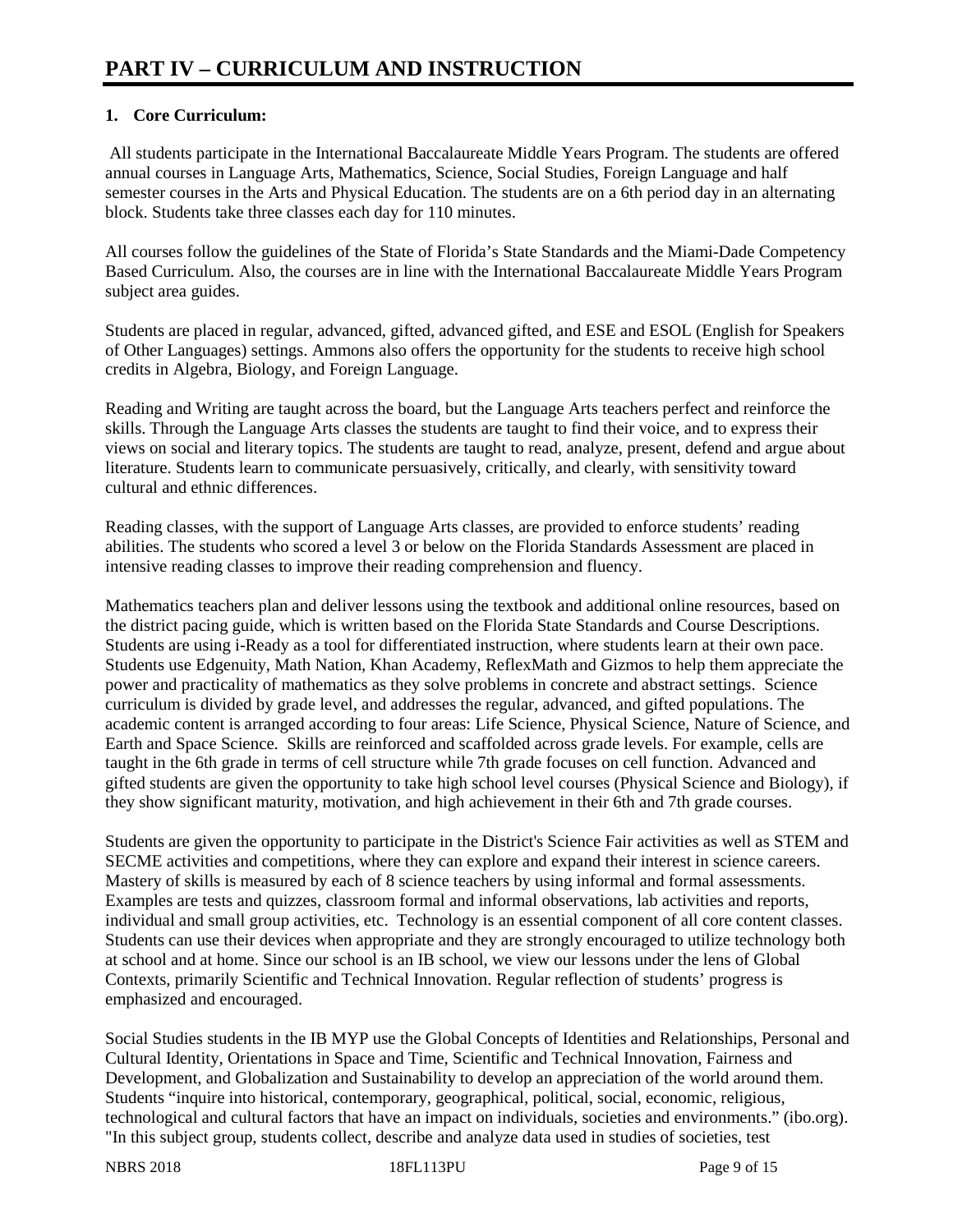# PART IV – CURRICULUM AND INSTRUCTION

## 1. Core Curriculum:

All students participate in the International Baccalaureate Middle Years Program. The students are offered annual courses in Language Arts, Mathematics, Science, Social Studies, Foreign Language and half semester courses in the Arts and Physical Education. The students are on a 6th period day in an alternating block. Students take three classes each day for 110 minutes.

All courses follow the guidelines of the State of Florida's State Standards and the Miami-Dade Competency Based Curriculum. Also, the courses are in line with the International Baccalaureate Middle Years Program subject area guides.

Students are placed in regular, advanced, gifted, advanced gifted, and ESE and ESOL (English for Speakers of Other Languages) settings. Ammons also offers the opportunity for the students to receive high school credits in Algebra, Biology, and Foreign Language.

Reading and Writing are taught across the board, but the Language Arts teachers perfect and reinforce the skills. Through the Language Arts classes the students are taught to find their voice, and to express their views on social and literary topics. The students are taught to read, analyze, present, defend and argue about literature. Students learn to communicate persuasively, critically, and clearly, with sensitivity toward cultural and ethnic differences.

Reading classes, with the support of Language Arts classes, are provided to enforce students' reading abilities. The students who scored a level 3 or below on the Florida Standards Assessment are placed in intensive reading classes to improve their reading comprehension and fluency.

Mathematics teachers plan and deliver lessons using the textbook and additional online resources, based on the district pacing guide, which is written based on the Florida State Standards and Course Descriptions. Students are using i-Ready as a tool for differentiated instruction, where students learn at their own pace. Students use Edgenuity, Math Nation, Khan Academy, ReflexMath and Gizmos to help them appreciate the power and practicality of mathematics as they solve problems in concrete and abstract settings. Science curriculum is divided by grade level, and addresses the regular, advanced, and gifted populations. The academic content is arranged according to four areas: Life Science, Physical Science, Nature of Science, and Earth and Space Science. Skills are reinforced and scaffolded across grade levels. For example, cells are taught in the 6th grade in terms of cell structure while 7th grade focuses on cell function. Advanced and gifted students are given the opportunity to take high school level courses (Physical Science and Biology), if they show significant maturity, motivation, and high achievement in their 6th and 7th grade courses.

Students are given the opportunity to participate in the District's Science Fair activities as well as STEM and SECME activities and competitions, where they can explore and expand their interest in science careers. Mastery of skills is measured by each of 8 science teachers by using informal and formal assessments. Examples are tests and quizzes, classroom formal and informal observations, lab activities and reports, individual and small group activities, etc. Technology is an essential component of all core content classes. Students can use their devices when appropriate and they are strongly encouraged to utilize technology both at school and at home. Since our school is an IB school, we view our lessons under the lens of Global Contexts, primarily Scientific and Technical Innovation. Regular reflection of students' progress is emphasized and encouraged.

Social Studies students in the IB MYP use the Global Concepts of Identities and Relationships, Personal and Cultural Identity, Orientations in Space and Time, Scientific and Technical Innovation, Fairness and Development, and Globalization and Sustainability to develop an appreciation of the world around them. Students "inquire into historical, contemporary, geographical, political, social, economic, religious, technological and cultural factors that have an impact on individuals, societies and environments." (ibo.org). "In this subject group, students collect, describe and analyze data used in studies of societies, test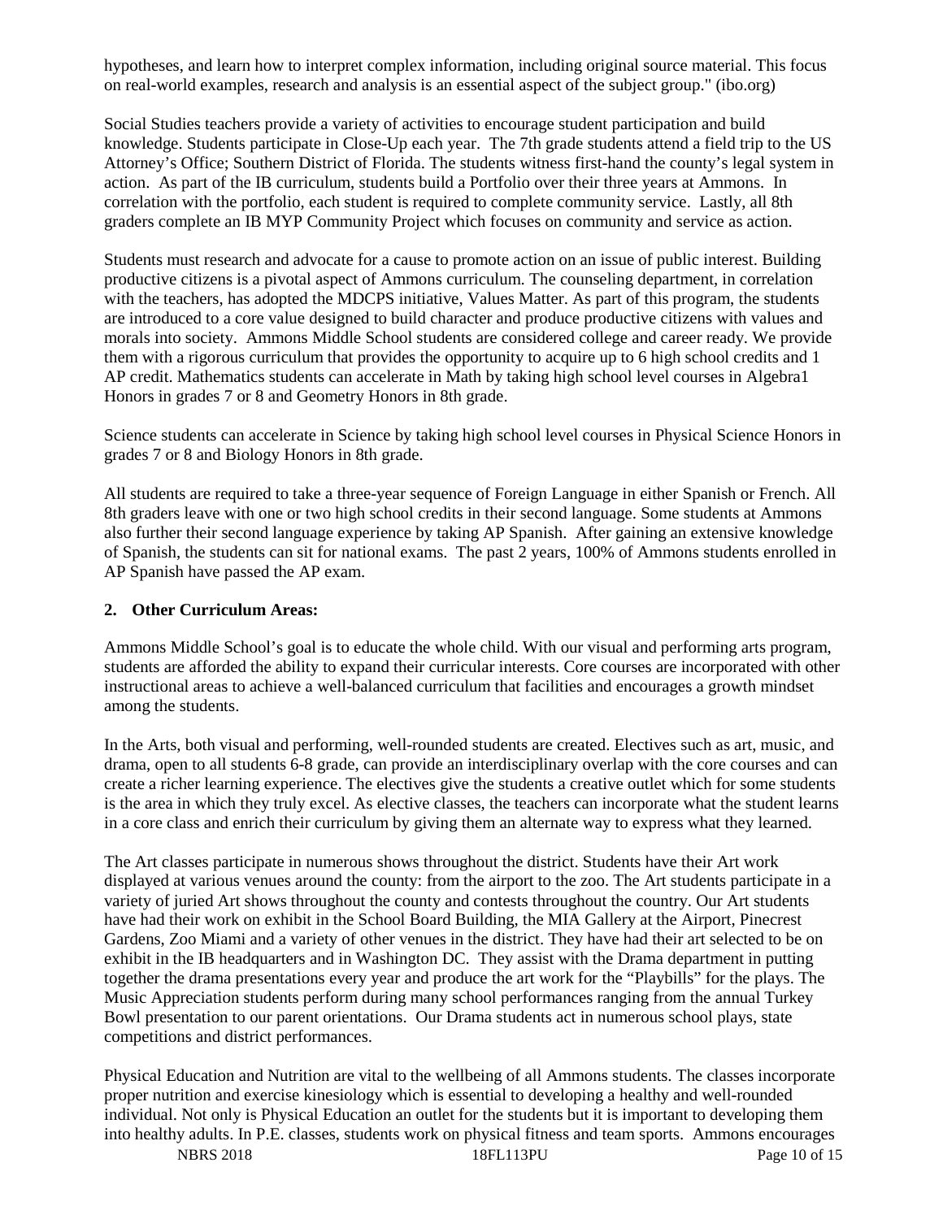hypotheses, and learn how to interpret complex information, including original source material. This focus on real-world examples, research and analysis is an essential aspect of the subject group." (ibo.org)

Social Studies teachers provide a variety of activities to encourage student participation and build knowledge. Students participate in Close-Up each year. The 7th grade students attend a field trip to the US Attorney's Office; Southern District of Florida. The students witness first-hand the county's legal system in action. As part of the IB curriculum, students build a Portfolio over their three years at Ammons. In correlation with the portfolio, each student is required to complete community service. Lastly, all 8th graders complete an IB MYP Community Project which focuses on community and service as action.

Students must research and advocate for a cause to promote action on an issue of public interest. Building productive citizens is a pivotal aspect of Ammons curriculum. The counseling department, in correlation with the teachers, has adopted the MDCPS initiative, Values Matter. As part of this program, the students are introduced to a core value designed to build character and produce productive citizens with values and morals into society. Ammons Middle School students are considered college and career ready. We provide them with a rigorous curriculum that provides the opportunity to acquire up to 6 high school credits and 1 AP credit. Mathematics students can accelerate in Math by taking high school level courses in Algebra1 Honors in grades 7 or 8 and Geometry Honors in 8th grade.

Science students can accelerate in Science by taking high school level courses in Physical Science Honors in grades 7 or 8 and Biology Honors in 8th grade.

All students are required to take a three-year sequence of Foreign Language in either Spanish or French. All 8th graders leave with one or two high school credits in their second language. Some students at Ammons also further their second language experience by taking AP Spanish. After gaining an extensive knowledge of Spanish, the students can sit for national exams. The past 2 years, 100% of Ammons students enrolled in AP Spanish have passed the AP exam.

**2. Other Curriculum Areas:**

Ammons Middle School's goal is to educate the whole child. With our visual and performing arts program, students are afforded the ability to expand their curricular interests. Core courses are incorporated with other instructional areas to achieve a well-balanced curriculum that facilities and encourages a growth mindset among the students.

In the Arts, both visual and performing, well-rounded students are created. Electives such as art, music, and drama, open to all students 6-8 grade, can provide an interdisciplinary overlap with the core courses and can create a richer learning experience. The electives give the students a creative outlet which for some students is the area in which they truly excel. As elective classes, the teachers can incorporate what the student learns in a core class and enrich their curriculum by giving them an alternate way to express what they learned.

The Art classes participate in numerous shows throughout the district. Students have their Art work displayed at various venues around the county: from the airport to the zoo. The Art students participate in a variety of juried Art shows throughout the county and contests throughout the country. Our Art students have had their work on exhibit in the School Board Building, the MIA Gallery at the Airport, Pinecrest Gardens, Zoo Miami and a variety of other venues in the district. They have had their art selected to be on exhibit in the IB headquarters and in Washington DC. They assist with the Drama department in putting together the drama presentations every year and produce the art work for the "Playbills" for the plays. The Music Appreciation students perform during many school performances ranging from the annual Turkey Bowl presentation to our parent orientations. Our Drama students act in numerous school plays, state competitions and district performances.

Physical Education and Nutrition are vital to the wellbeing of all Ammons students. The classes incorporate proper nutrition and exercise kinesiology which is essential to developing a healthy and well-rounded individual. Not only is Physical Education an outlet for the students but it is important to developing them into healthy adults. In P.E. classes, students work on physical fitness and team sports. Ammons encourages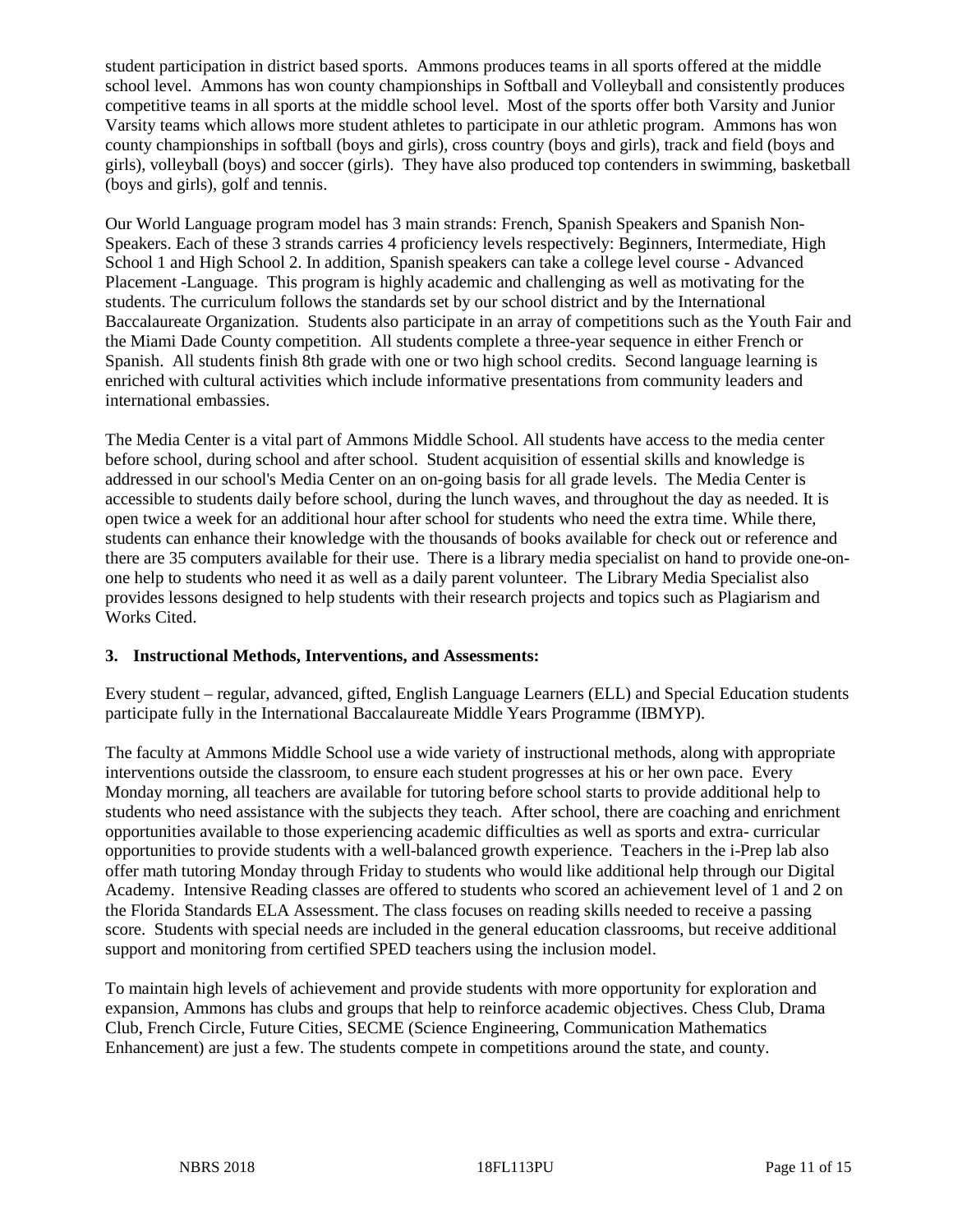student participation in district based sports. Ammons produces teams in all sports offered at the middle school level. Ammons has won county championships in Softball and Volleyball and consistently produces competitive teams in all sports at the middle school level. Most of the sports offer both Varsity and Junior Varsity teams which allows more student athletes to participate in our athletic program. Ammons has won county championships in softball (boys and girls), cross country (boys and girls), track and field (boys and girls), volleyball (boys) and soccer (girls). They have also produced top contenders in swimming, basketball (boys and girls), golf and tennis.

Our World Language program model has 3 main strands: French, Spanish Speakers and Spanish Non-Speakers. Each of these 3 strands carries 4 proficiency levels respectively: Beginners, Intermediate, High School 1 and High School 2. In addition, Spanish speakers can take a college level course - Advanced Placement -Language. This program is highly academic and challenging as well as motivating for the students. The curriculum follows the standards set by our school district and by the International Baccalaureate Organization. Students also participate in an array of competitions such as the Youth Fair and the Miami Dade County competition. All students complete a three-year sequence in either French or Spanish. All students finish 8th grade with one or two high school credits. Second language learning is enriched with cultural activities which include informative presentations from community leaders and international embassies.

The Media Center is a vital part of Ammons Middle School. All students have access to the media center before school, during school and after school. Student acquisition of essential skills and knowledge is addressed in our school's Media Center on an on-going basis for all grade levels. The Media Center is accessible to students daily before school, during the lunch waves, and throughout the day as needed. It is open twice a week for an additional hour after school for students who need the extra time. While there, students can enhance their knowledge with the thousands of books available for check out or reference and there are 35 computers available for their use. There is a library media specialist on hand to provide one-on-one help to students who need it as well as a daily parent volunteer. The Library Media Specialist also provides lessons designed to help students with their research projects and topics such as Plagiarism and Works Cited.

### 3. Instructional Methods, Interventions, and Assessments:

Every student – regular, advanced, gifted, English Language Learners (ELL) and Special Education students participate fully in the International Baccalaureate Middle Years Programme (IBMYP).

The faculty at Ammons Middle School use a wide variety of instructional methods, along with appropriate interventions outside the classroom, to ensure each student progresses at his or her own pace. Every Monday morning, all teachers are available for tutoring before school starts to provide additional help to students who need assistance with the subjects they teach. After school, there are coaching and enrichment opportunities available to those experiencing academic difficulties as well as sports and extra- curricular opportunities to provide students with a well-balanced growth experience. Teachers in the i-Prep lab also offer math tutoring Monday through Friday to students who would like additional help through our Digital Academy. Intensive Reading classes are offered to students who scored an achievement level of 1 and 2 on the Florida Standards ELA Assessment. The class focuses on reading skills needed to receive a passing score. Students with special needs are included in the general education classrooms, but receive additional support and monitoring from certified SPED teachers using the inclusion model.

To maintain high levels of achievement and provide students with more opportunity for exploration and expansion, Ammons has clubs and groups that help to reinforce academic objectives. Chess Club, Drama Club, French Circle, Future Cities, SECME (Science Engineering, Communication Mathematics Enhancement) are just a few. The students compete in competitions around the state, and county.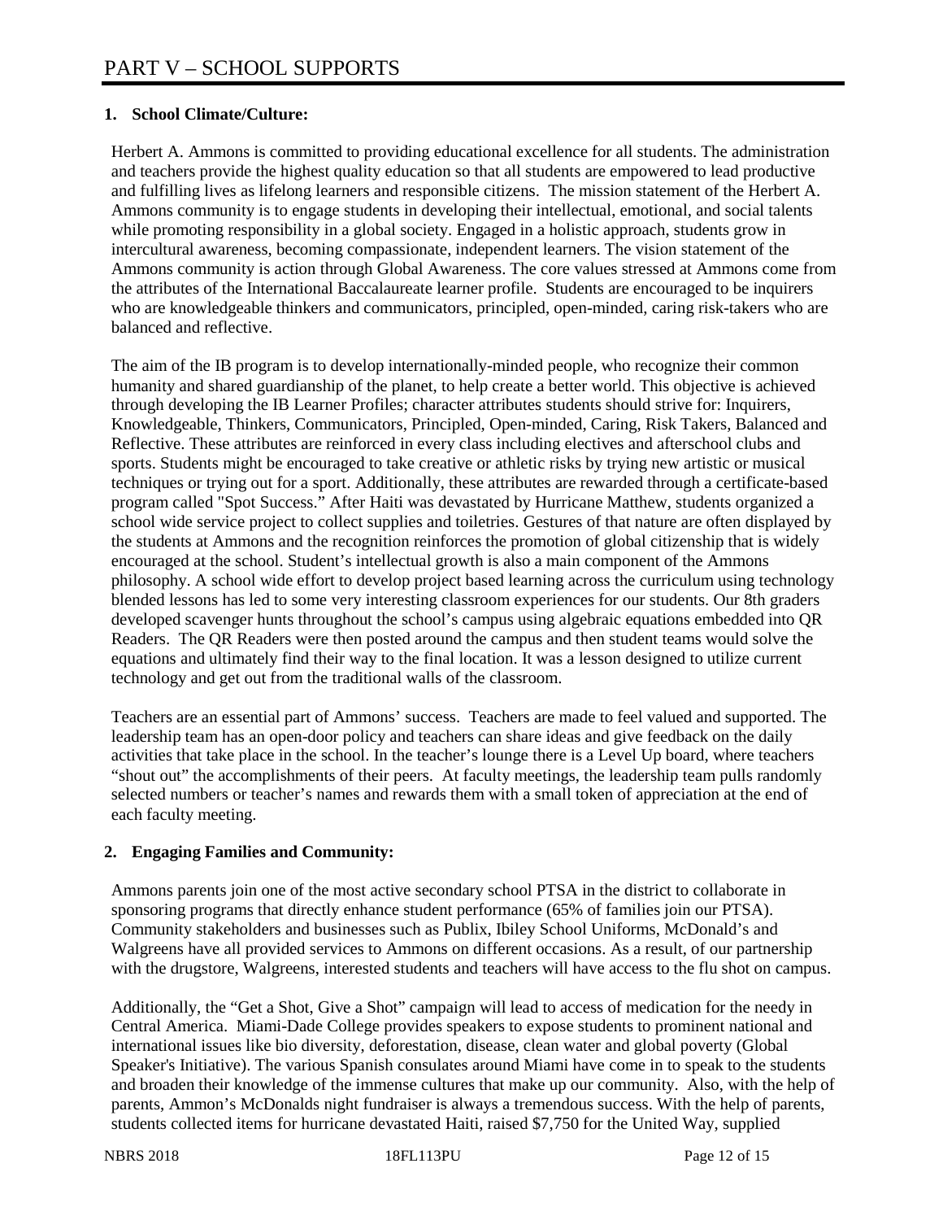# PART V – SCHOOL SUPPORTS

**1. School Climate/Culture:**

Herbert A. Ammons is committed to providing educational excellence for all students. The administration and teachers provide the highest quality education so that all students are empowered to lead productive and fulfilling lives as lifelong learners and responsible citizens. The mission statement of the Herbert A. Ammons community is to engage students in developing their intellectual, emotional, and social talents while promoting responsibility in a global society. Engaged in a holistic approach, students grow in intercultural awareness, becoming compassionate, independent learners. The vision statement of the Ammons community is action through Global Awareness. The core values stressed at Ammons come from the attributes of the International Baccalaureate learner profile. Students are encouraged to be inquirers who are knowledgeable thinkers and communicators, principled, open-minded, caring risk-takers who are balanced and reflective.

The aim of the IB program is to develop internationally-minded people, who recognize their common humanity and shared guardianship of the planet, to help create a better world. This objective is achieved through developing the IB Learner Profiles; character attributes students should strive for: Inquirers, Knowledgeable, Thinkers, Communicators, Principled, Open-minded, Caring, Risk Takers, Balanced and Reflective. These attributes are reinforced in every class including electives and afterschool clubs and sports. Students might be encouraged to take creative or athletic risks by trying new artistic or musical techniques or trying out for a sport. Additionally, these attributes are rewarded through a certificate-based program called "Spot Success." After Haiti was devastated by Hurricane Matthew, students organized a school wide service project to collect supplies and toiletries. Gestures of that nature are often displayed by the students at Ammons and the recognition reinforces the promotion of global citizenship that is widely encouraged at the school. Student's intellectual growth is also a main component of the Ammons philosophy. A school wide effort to develop project based learning across the curriculum using technology blended lessons has led to some very interesting classroom experiences for our students. Our 8th graders developed scavenger hunts throughout the school's campus using algebraic equations embedded into QR Readers. The QR Readers were then posted around the campus and then student teams would solve the equations and ultimately find their way to the final location. It was a lesson designed to utilize current technology and get out from the traditional walls of the classroom.

Teachers are an essential part of Ammons' success. Teachers are made to feel valued and supported. The leadership team has an open-door policy and teachers can share ideas and give feedback on the daily activities that take place in the school. In the teacher's lounge there is a Level Up board, where teachers "shout out" the accomplishments of their peers. At faculty meetings, the leadership team pulls randomly selected numbers or teacher's names and rewards them with a small token of appreciation at the end of each faculty meeting.

**2. Engaging Families and Community:**

Ammons parents join one of the most active secondary school PTSA in the district to collaborate in sponsoring programs that directly enhance student performance (65% of families join our PTSA). Community stakeholders and businesses such as Publix, Ibiley School Uniforms, McDonald's and Walgreens have all provided services to Ammons on different occasions. As a result, of our partnership with the drugstore, Walgreens, interested students and teachers will have access to the flu shot on campus.

Additionally, the "Get a Shot, Give a Shot" campaign will lead to access of medication for the needy in Central America. Miami-Dade College provides speakers to expose students to prominent national and international issues like bio diversity, deforestation, disease, clean water and global poverty (Global Speaker's Initiative). The various Spanish consulates around Miami have come in to speak to the students and broaden their knowledge of the immense cultures that make up our community. Also, with the help of parents, Ammon's McDonalds night fundraiser is always a tremendous success. With the help of parents, students collected items for hurricane devastated Haiti, raised $7,750 for the United Way, supplied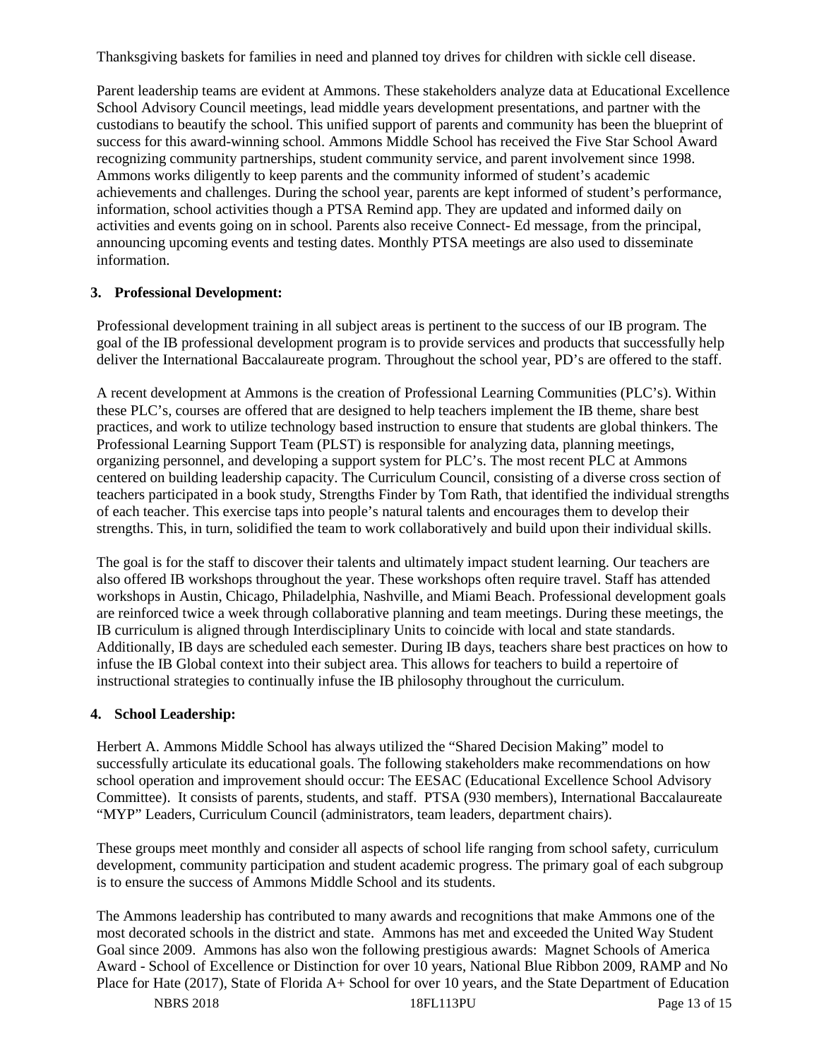Thanksgiving baskets for families in need and planned toy drives for children with sickle cell disease.

Parent leadership teams are evident at Ammons. These stakeholders analyze data at Educational Excellence School Advisory Council meetings, lead middle years development presentations, and partner with the custodians to beautify the school. This unified support of parents and community has been the blueprint of success for this award-winning school. Ammons Middle School has received the Five Star School Award recognizing community partnerships, student community service, and parent involvement since 1998. Ammons works diligently to keep parents and the community informed of student's academic achievements and challenges. During the school year, parents are kept informed of student's performance, information, school activities though a PTSA Remind app. They are updated and informed daily on activities and events going on in school. Parents also receive Connect- Ed message, from the principal, announcing upcoming events and testing dates. Monthly PTSA meetings are also used to disseminate information.

**3. Professional Development:**

Professional development training in all subject areas is pertinent to the success of our IB program. The goal of the IB professional development program is to provide services and products that successfully help deliver the International Baccalaureate program. Throughout the school year, PD's are offered to the staff.

A recent development at Ammons is the creation of Professional Learning Communities (PLC's). Within these PLC's, courses are offered that are designed to help teachers implement the IB theme, share best practices, and work to utilize technology based instruction to ensure that students are global thinkers. The Professional Learning Support Team (PLST) is responsible for analyzing data, planning meetings, organizing personnel, and developing a support system for PLC's. The most recent PLC at Ammons centered on building leadership capacity. The Curriculum Council, consisting of a diverse cross section of teachers participated in a book study, Strengths Finder by Tom Rath, that identified the individual strengths of each teacher. This exercise taps into people's natural talents and encourages them to develop their strengths. This, in turn, solidified the team to work collaboratively and build upon their individual skills.

The goal is for the staff to discover their talents and ultimately impact student learning. Our teachers are also offered IB workshops throughout the year. These workshops often require travel. Staff has attended workshops in Austin, Chicago, Philadelphia, Nashville, and Miami Beach. Professional development goals are reinforced twice a week through collaborative planning and team meetings. During these meetings, the IB curriculum is aligned through Interdisciplinary Units to coincide with local and state standards. Additionally, IB days are scheduled each semester. During IB days, teachers share best practices on how to infuse the IB Global context into their subject area. This allows for teachers to build a repertoire of instructional strategies to continually infuse the IB philosophy throughout the curriculum.

**4. School Leadership:**

Herbert A. Ammons Middle School has always utilized the "Shared Decision Making" model to successfully articulate its educational goals. The following stakeholders make recommendations on how school operation and improvement should occur: The EESAC (Educational Excellence School Advisory Committee). It consists of parents, students, and staff. PTSA (930 members), International Baccalaureate "MYP" Leaders, Curriculum Council (administrators, team leaders, department chairs).

These groups meet monthly and consider all aspects of school life ranging from school safety, curriculum development, community participation and student academic progress. The primary goal of each subgroup is to ensure the success of Ammons Middle School and its students.

The Ammons leadership has contributed to many awards and recognitions that make Ammons one of the most decorated schools in the district and state. Ammons has met and exceeded the United Way Student Goal since 2009. Ammons has also won the following prestigious awards: Magnet Schools of America Award - School of Excellence or Distinction for over 10 years, National Blue Ribbon 2009, RAMP and No Place for Hate (2017), State of Florida A+ School for over 10 years, and the State Department of Education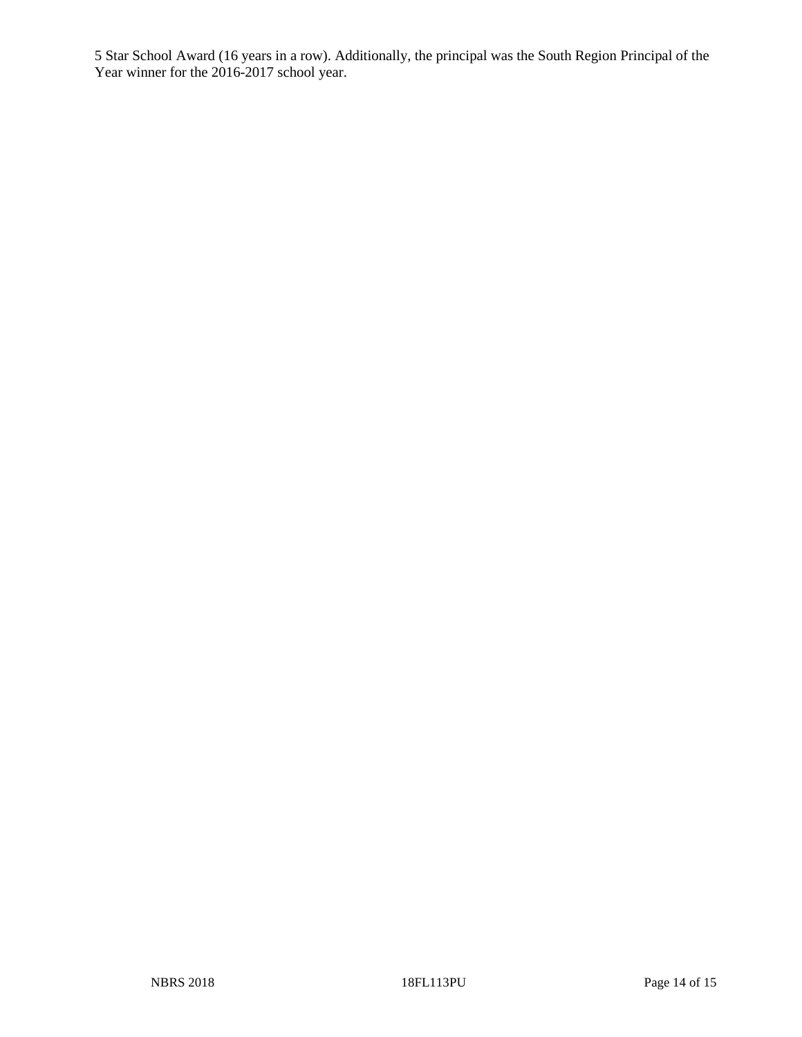5 Star School Award (16 years in a row). Additionally, the principal was the South Region Principal of the Year winner for the 2016-2017 school year.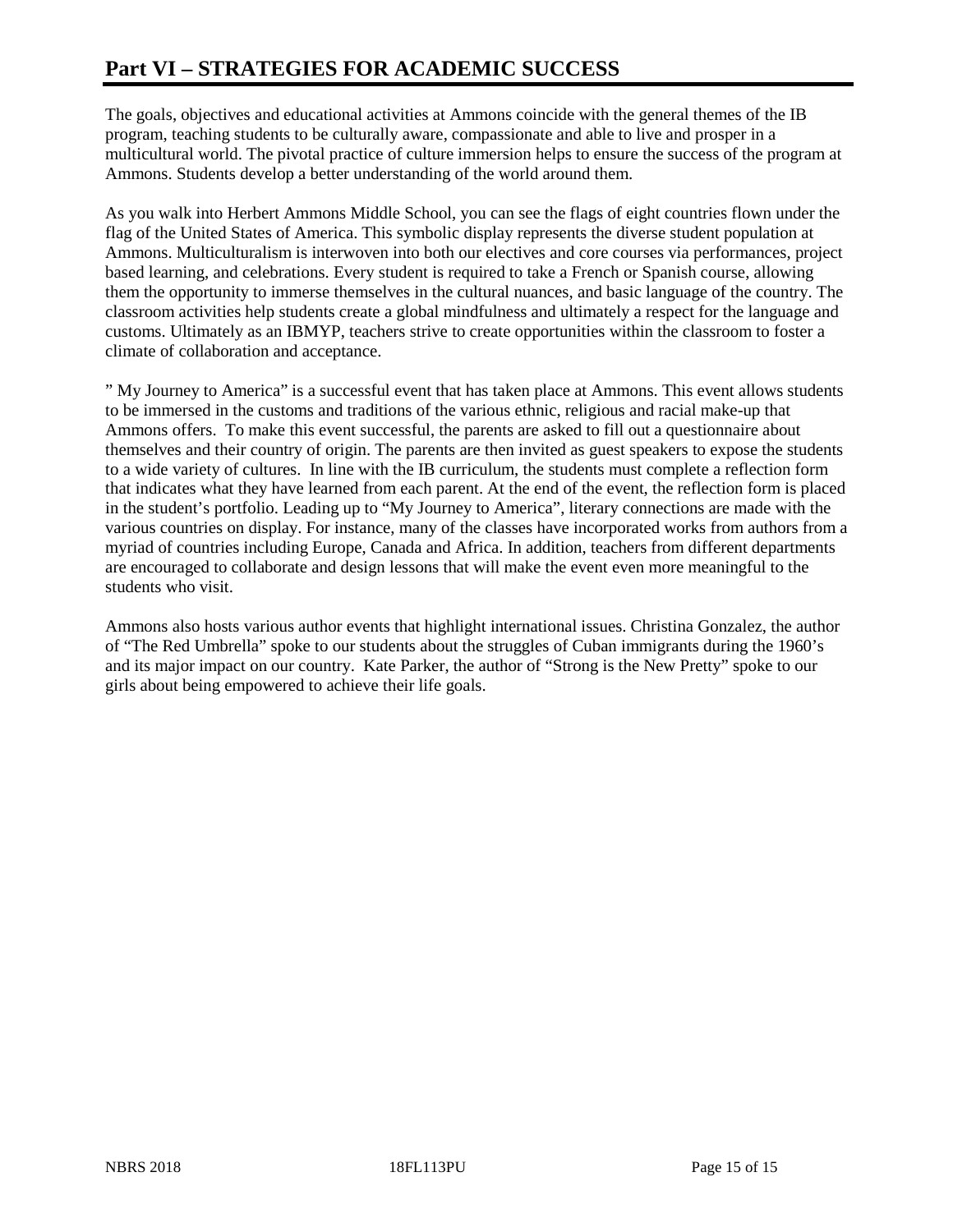# Part VI – STRATEGIES FOR ACADEMIC SUCCESS

The goals, objectives and educational activities at Ammons coincide with the general themes of the IB program, teaching students to be culturally aware, compassionate and able to live and prosper in a multicultural world. The pivotal practice of culture immersion helps to ensure the success of the program at Ammons. Students develop a better understanding of the world around them.

As you walk into Herbert Ammons Middle School, you can see the flags of eight countries flown under the flag of the United States of America. This symbolic display represents the diverse student population at Ammons. Multiculturalism is interwoven into both our electives and core courses via performances, project based learning, and celebrations. Every student is required to take a French or Spanish course, allowing them the opportunity to immerse themselves in the cultural nuances, and basic language of the country. The classroom activities help students create a global mindfulness and ultimately a respect for the language and customs. Ultimately as an IBMYP, teachers strive to create opportunities within the classroom to foster a climate of collaboration and acceptance.

" My Journey to America" is a successful event that has taken place at Ammons. This event allows students to be immersed in the customs and traditions of the various ethnic, religious and racial make-up that Ammons offers. To make this event successful, the parents are asked to fill out a questionnaire about themselves and their country of origin. The parents are then invited as guest speakers to expose the students to a wide variety of cultures. In line with the IB curriculum, the students must complete a reflection form that indicates what they have learned from each parent. At the end of the event, the reflection form is placed in the student's portfolio. Leading up to "My Journey to America", literary connections are made with the various countries on display. For instance, many of the classes have incorporated works from authors from a myriad of countries including Europe, Canada and Africa. In addition, teachers from different departments are encouraged to collaborate and design lessons that will make the event even more meaningful to the students who visit.

Ammons also hosts various author events that highlight international issues. Christina Gonzalez, the author of "The Red Umbrella" spoke to our students about the struggles of Cuban immigrants during the 1960's and its major impact on our country. Kate Parker, the author of "Strong is the New Pretty" spoke to our girls about being empowered to achieve their life goals.